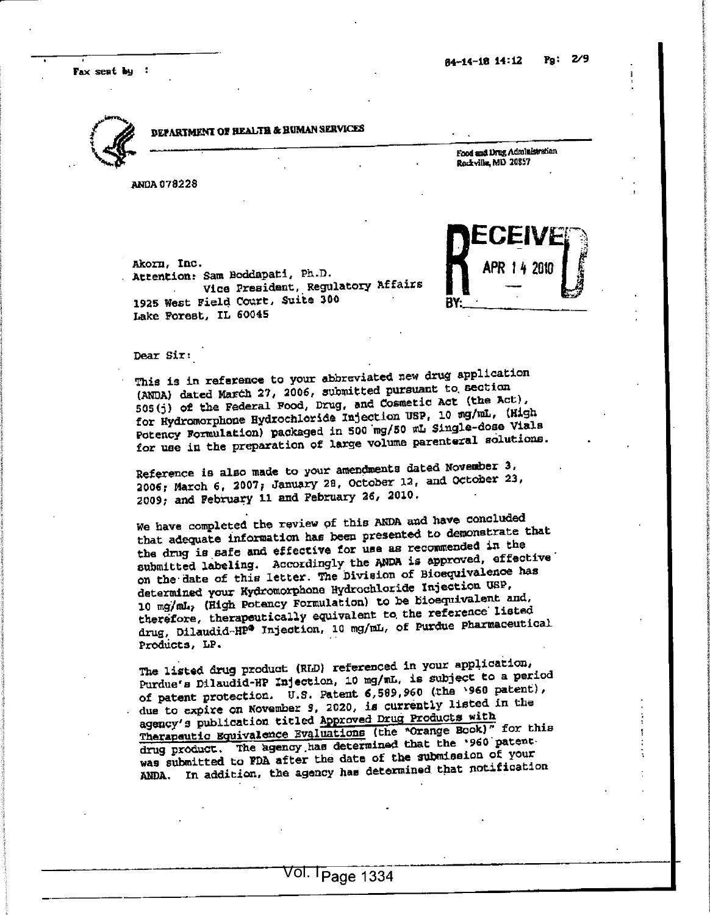DEPARTMENT OF HEALTH & HUMAN SERVICES

Food and Drug Administration
Rockville, MD 20857

ANDA 078228

RECEIVED
APR 14 2010
BY:

Akorn, Inc.
Attention: Sam Boddapati, Ph.D.
Vice President, Regulatory Affairs
1925 West Field Court, Suite 300
Lake Forest, IL 60045

Dear Sir:

This is in reference to your abbreviated new drug application (ANDA) dated March 27, 2006, submitted pursuant to section 505(j) of the Federal Food, Drug, and Cosmetic Act (the Act), for Hydromorphone Hydrochloride Injection USP, 10 mg/mL, (High Potency Formulation) packaged in 500 mg/50 mL Single-dose Vials for use in the preparation of large volume parenteral solutions.

Reference is also made to your amendments dated November 3, 2006; March 6, 2007; January 28, October 12, and October 23, 2009; and February 11 and February 26, 2010.

We have completed the review of this ANDA and have concluded that adequate information has been presented to demonstrate that the drug is safe and effective for use as recommended in the submitted labeling. Accordingly the ANDA is approved, effective on the date of this letter. The Division of Bioequivalence has determined your Hydromorphone Hydrochloride Injection USP, 10 mg/mL, (High Potency Formulation) to be bioequivalent and, therefore, therapeutically equivalent to the reference listed drug, Dilaudid-HP® Injection, 10 mg/mL, of Purdue Pharmaceutical Products, LP.

The listed drug product (RLD) referenced in your application, Purdue's Dilaudid-HP Injection, 10 mg/mL, is subject to a period of patent protection. U.S. Patent 6,589,960 (the '960 patent), due to expire on November 9, 2020, is currently listed in the agency's publication titled Approved Drug Products with Therapeutic Equivalence Evaluations (the "Orange Book)" for this drug product. The agency has determined that the '960 patent was submitted to FDA after the date of the submission of your ANDA. In addition, the agency has determined that notification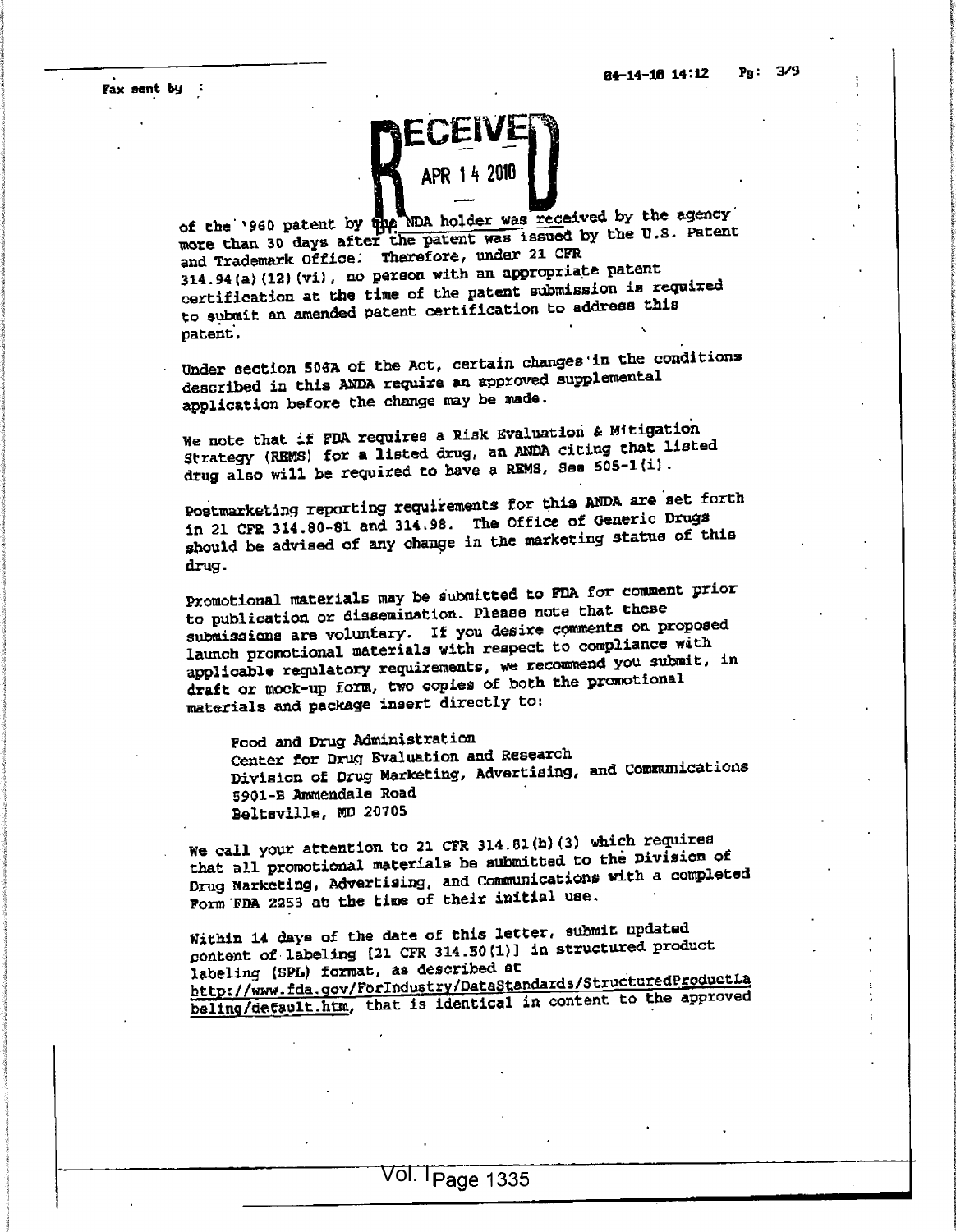RECEIVED
APR 14 2010

of the '960 patent by the NDA holder was received by the agency more than 30 days after the patent was issued by the U.S. Patent and Trademark Office. Therefore, under 21 CFR 314.94(a)(12)(vi), no person with an appropriate patent certification at the time of the patent submission is required to submit an amended patent certification to address this patent.

Under section 506A of the Act, certain changes in the conditions described in this ANDA require an approved supplemental application before the change may be made.

We note that if FDA requires a Risk Evaluation & Mitigation Strategy (REMS) for a listed drug, an ANDA citing that listed drug also will be required to have a REMS, See 505-1(i).

Postmarketing reporting requirements for this ANDA are set forth in 21 CFR 314.80-81 and 314.98. The Office of Generic Drugs should be advised of any change in the marketing status of this drug.

Promotional materials may be submitted to FDA for comment prior to publication or dissemination. Please note that these submissions are voluntary. If you desire comments on proposed launch promotional materials with respect to compliance with applicable regulatory requirements, we recommend you submit, in draft or mock-up form, two copies of both the promotional materials and package insert directly to:

Food and Drug Administration
Center for Drug Evaluation and Research
Division of Drug Marketing, Advertising, and Communications
5901-B Ammendale Road
Beltsville, MD 20705

We call your attention to 21 CFR 314.81(b)(3) which requires that all promotional materials be submitted to the Division of Drug Marketing, Advertising, and Communications with a completed Form FDA 2253 at the time of their initial use.

Within 14 days of the date of this letter, submit updated content of labeling [21 CFR 314.50(l)] in structured product labeling (SPL) format, as described at http://www.fda.gov/ForIndustry/DataStandards/StructuredProductLabeling/default.htm, that is identical in content to the approved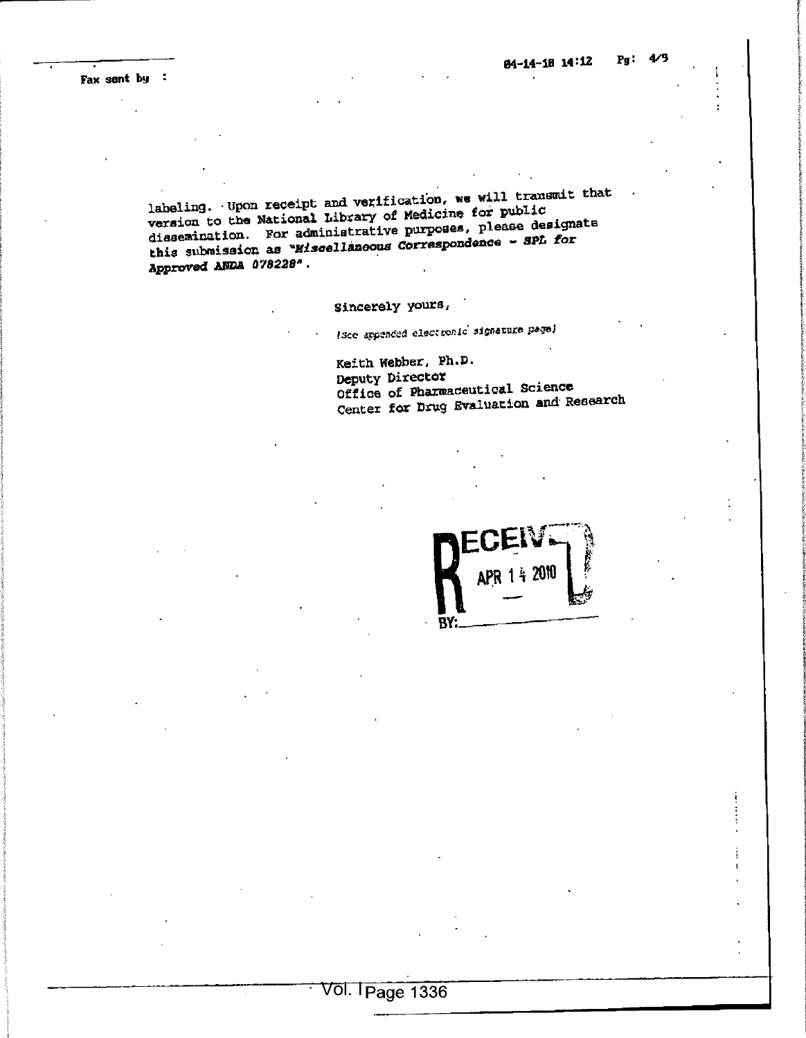labeling. Upon receipt and verification, we will transmit that version to the National Library of Medicine for public dissemination. For administrative purposes, please designate this submission as "*Miscellaneous Correspondence - SPL for Approved ANDA 078228*".

Sincerely yours,

*{See appended electronic signature page}*

Keith Webber, Ph.D.
Deputy Director
Office of Pharmaceutical Science
Center for Drug Evaluation and Research

RECEIVED
APR 14 2010
BY: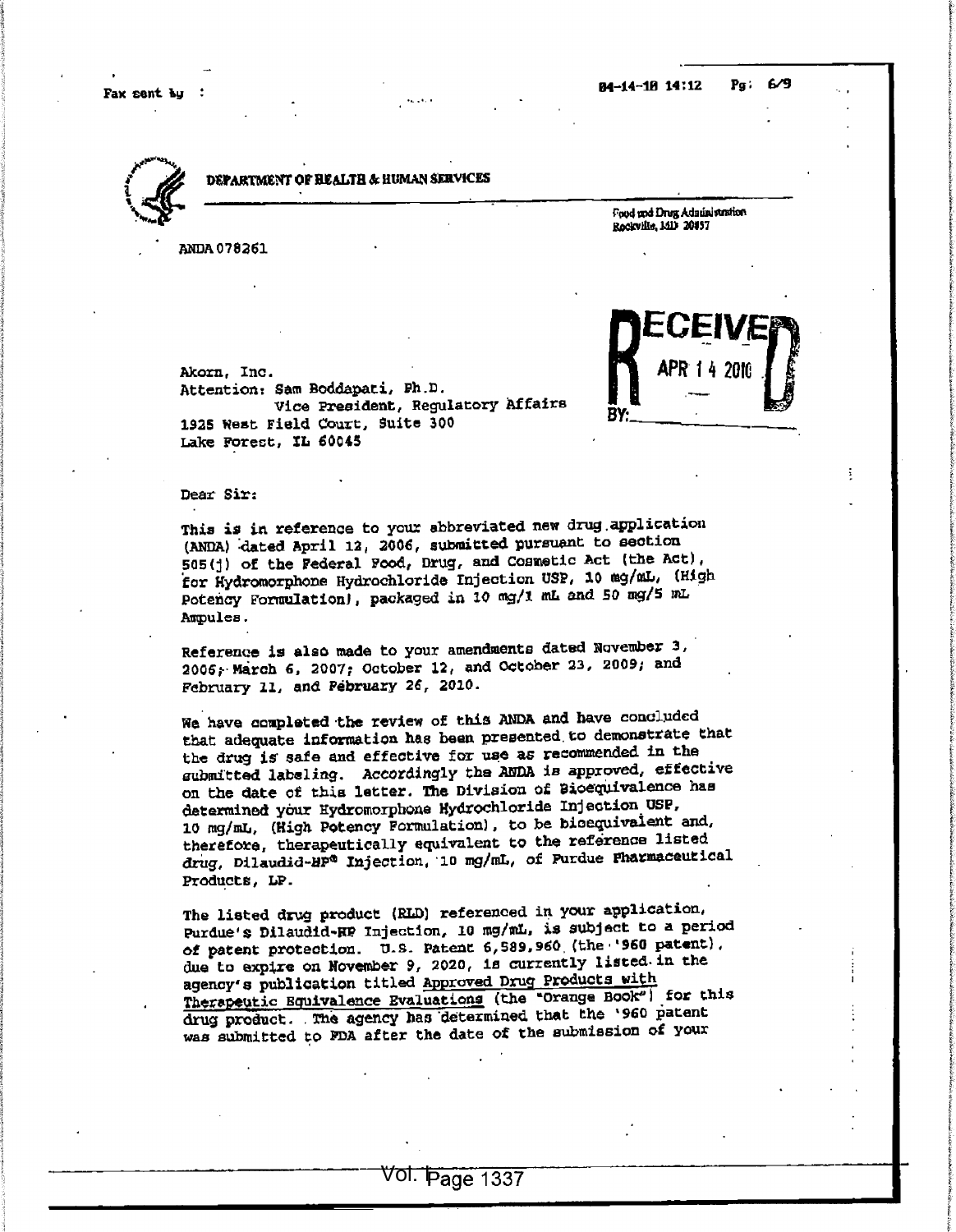DEPARTMENT OF HEALTH & HUMAN SERVICES

Food and Drug Administration
Rockville, MD 20857

ANDA 078261

RECEIVED
APR 14 2010
BY:

Akorn, Inc.
Attention: Sam Boddapati, Ph.D.
Vice President, Regulatory Affairs
1925 West Field Court, Suite 300
Lake Forest, IL 60045

Dear Sir:

This is in reference to your abbreviated new drug application (ANDA) dated April 12, 2006, submitted pursuant to section 505(j) of the Federal Food, Drug, and Cosmetic Act (the Act), for Hydromorphone Hydrochloride Injection USP, 10 mg/mL, (High Potency Formulation), packaged in 10 mg/1 mL and 50 mg/5 mL Ampules.

Reference is also made to your amendments dated November 3, 2006; March 6, 2007; October 12, and October 23, 2009; and February 11, and February 26, 2010.

We have completed the review of this ANDA and have concluded that adequate information has been presented to demonstrate that the drug is safe and effective for use as recommended in the submitted labeling. Accordingly the ANDA is approved, effective on the date of this letter. The Division of Bioequivalence has determined your Hydromorphone Hydrochloride Injection USP, 10 mg/mL, (High Potency Formulation), to be bioequivalent and, therefore, therapeutically equivalent to the reference listed drug, Dilaudid-HP® Injection, 10 mg/mL, of Purdue Pharmaceutical Products, LP.

The listed drug product (RLD) referenced in your application, Purdue's Dilaudid-HP Injection, 10 mg/mL, is subject to a period of patent protection. U.S. Patent 6,589,960 (the '960 patent), due to expire on November 9, 2020, is currently listed in the agency's publication titled Approved Drug Products with Therapeutic Equivalence Evaluations (the "Orange Book") for this drug product. The agency has determined that the '960 patent was submitted to FDA after the date of the submission of your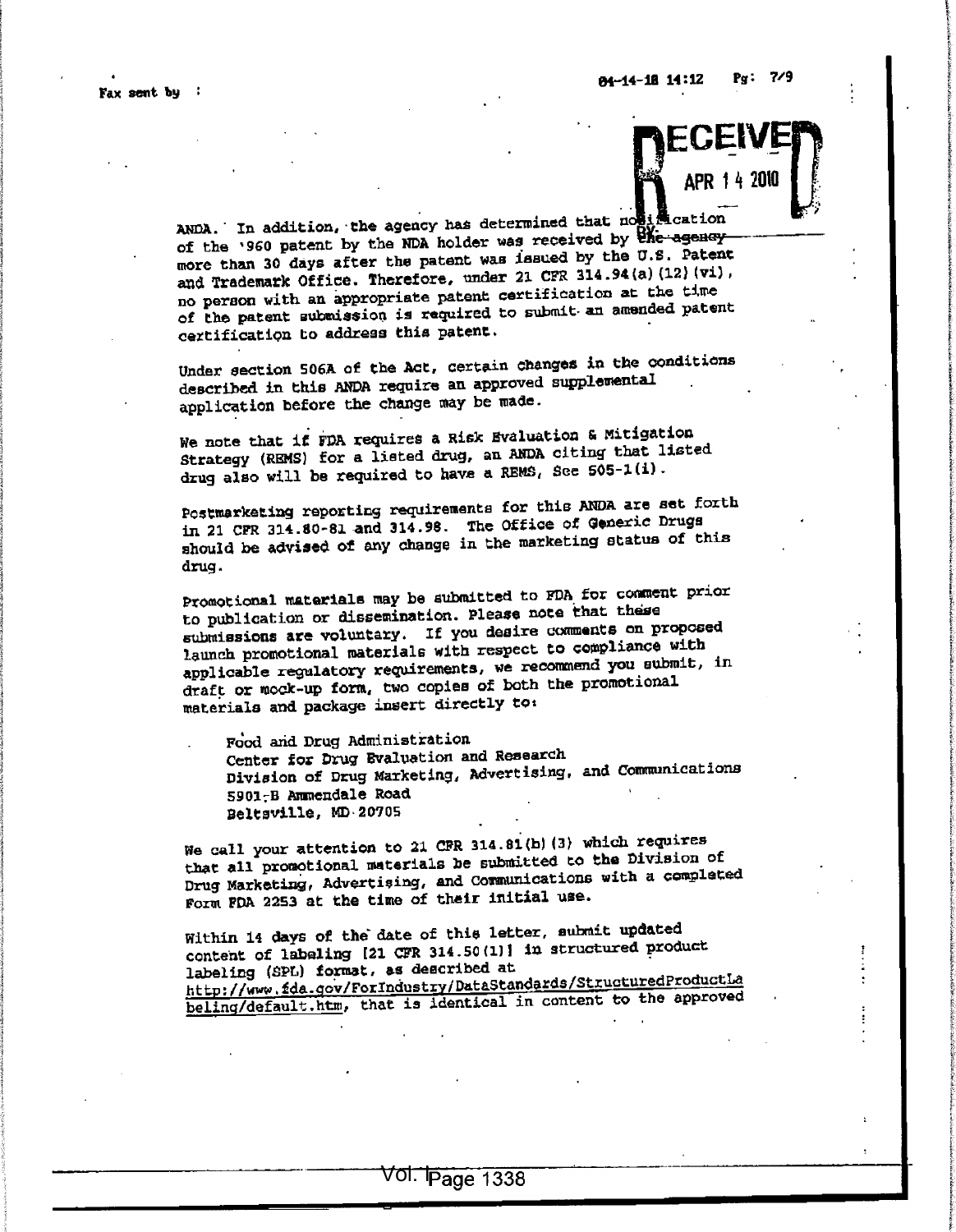ANDA. In addition, the agency has determined that notification of the '960 patent by the NDA holder was received by the agency more than 30 days after the patent was issued by the U.S. Patent and Trademark Office. Therefore, under 21 CFR 314.94(a)(12)(vi), no person with an appropriate patent certification at the time of the patent submission is required to submit an amended patent certification to address this patent.

Under section 506A of the Act, certain changes in the conditions described in this ANDA require an approved supplemental application before the change may be made.

We note that if FDA requires a Risk Evaluation & Mitigation Strategy (REMS) for a listed drug, an ANDA citing that listed drug also will be required to have a REMS, See 505-1(i).

Postmarketing reporting requirements for this ANDA are set forth in 21 CFR 314.80-81 and 314.98. The Office of Generic Drugs should be advised of any change in the marketing status of this drug.

Promotional materials may be submitted to FDA for comment prior to publication or dissemination. Please note that these submissions are voluntary. If you desire comments on proposed launch promotional materials with respect to compliance with applicable regulatory requirements, we recommend you submit, in draft or mock-up form, two copies of both the promotional materials and package insert directly to:

Food and Drug Administration
Center for Drug Evaluation and Research
Division of Drug Marketing, Advertising, and Communications
5901-B Ammendale Road
Beltsville, MD 20705

We call your attention to 21 CFR 314.81(b)(3) which requires that all promotional materials be submitted to the Division of Drug Marketing, Advertising, and Communications with a completed Form FDA 2253 at the time of their initial use.

Within 14 days of the date of this letter, submit updated content of labeling [21 CFR 314.50(l)] in structured product labeling (SPL) format, as described at http://www.fda.gov/ForIndustry/DataStandards/StructuredProductLabeling/default.htm, that is identical in content to the approved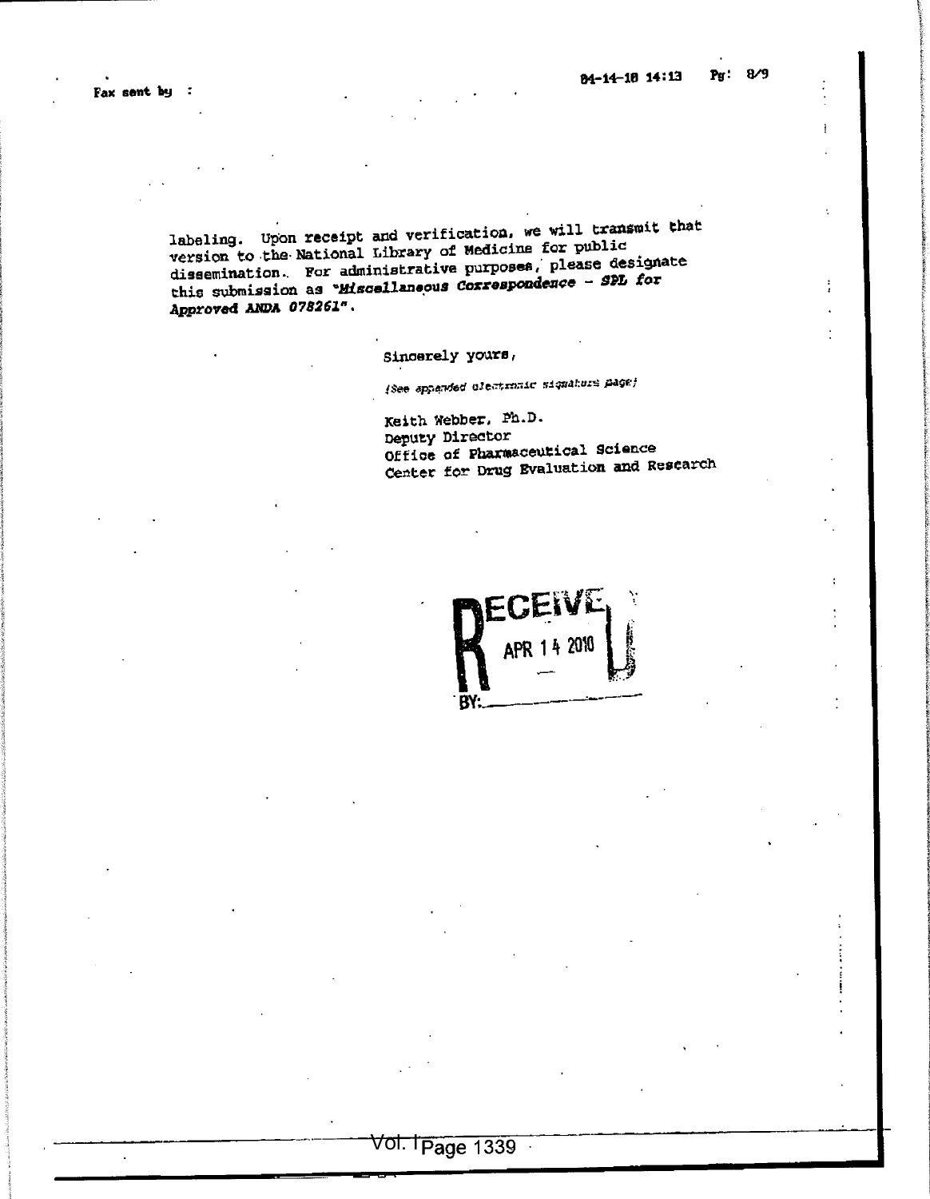labeling. Upon receipt and verification, we will transmit that version to the National Library of Medicine for public dissemination. For administrative purposes, please designate this submission as "*Miscellaneous Correspondence – SPL for Approved ANDA 078261*".

Sincerely yours,

*(See appended electronic signature page)*

Keith Webber, Ph.D.
Deputy Director
Office of Pharmaceutical Science
Center for Drug Evaluation and Research

RECEIVED
APR 14 2010
BY: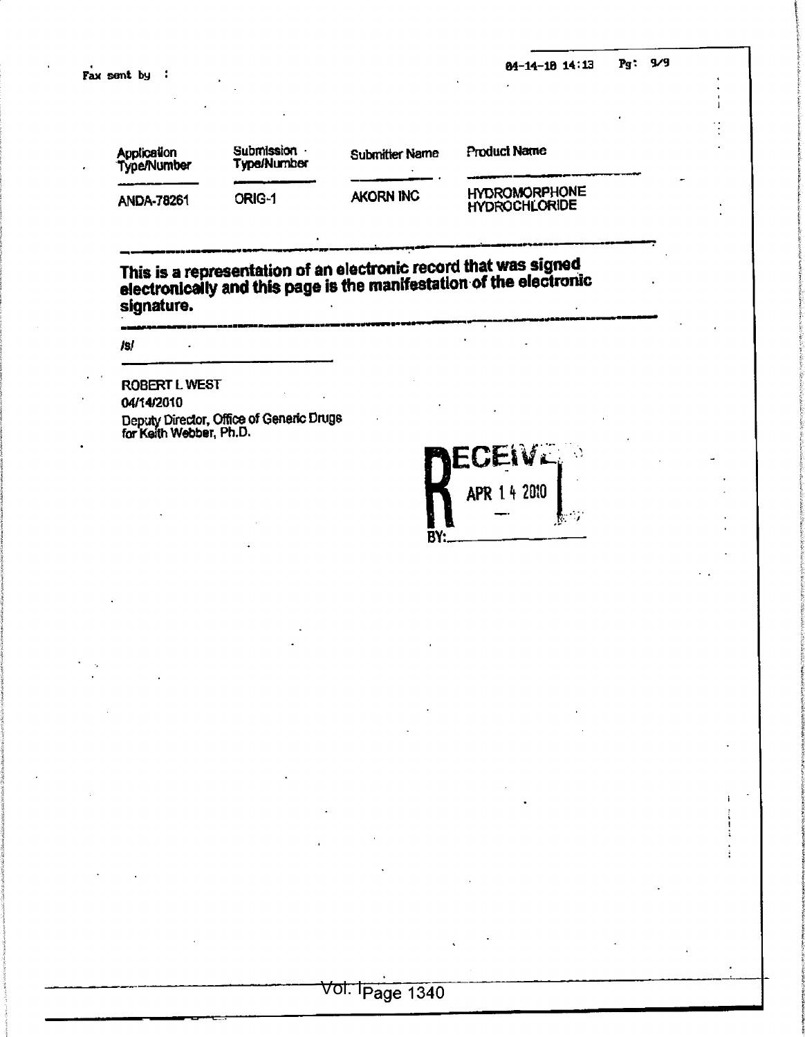| Application Type/Number | Submission Type/Number | Submitter Name | Product Name |
| --- | --- | --- | --- |
| ANDA-78261 | ORIG-1 | AKORN INC | HYDROMORPHONE HYDROCHLORIDE |

---

**This is a representation of an electronic record that was signed electronically and this page is the manifestation of the electronic signature.**

---

/s/

---

ROBERT L WEST
04/14/2010
Deputy Director, Office of Generic Drugs
for Keith Webber, Ph.D.

RECEIVED
APR 14 2010
BY: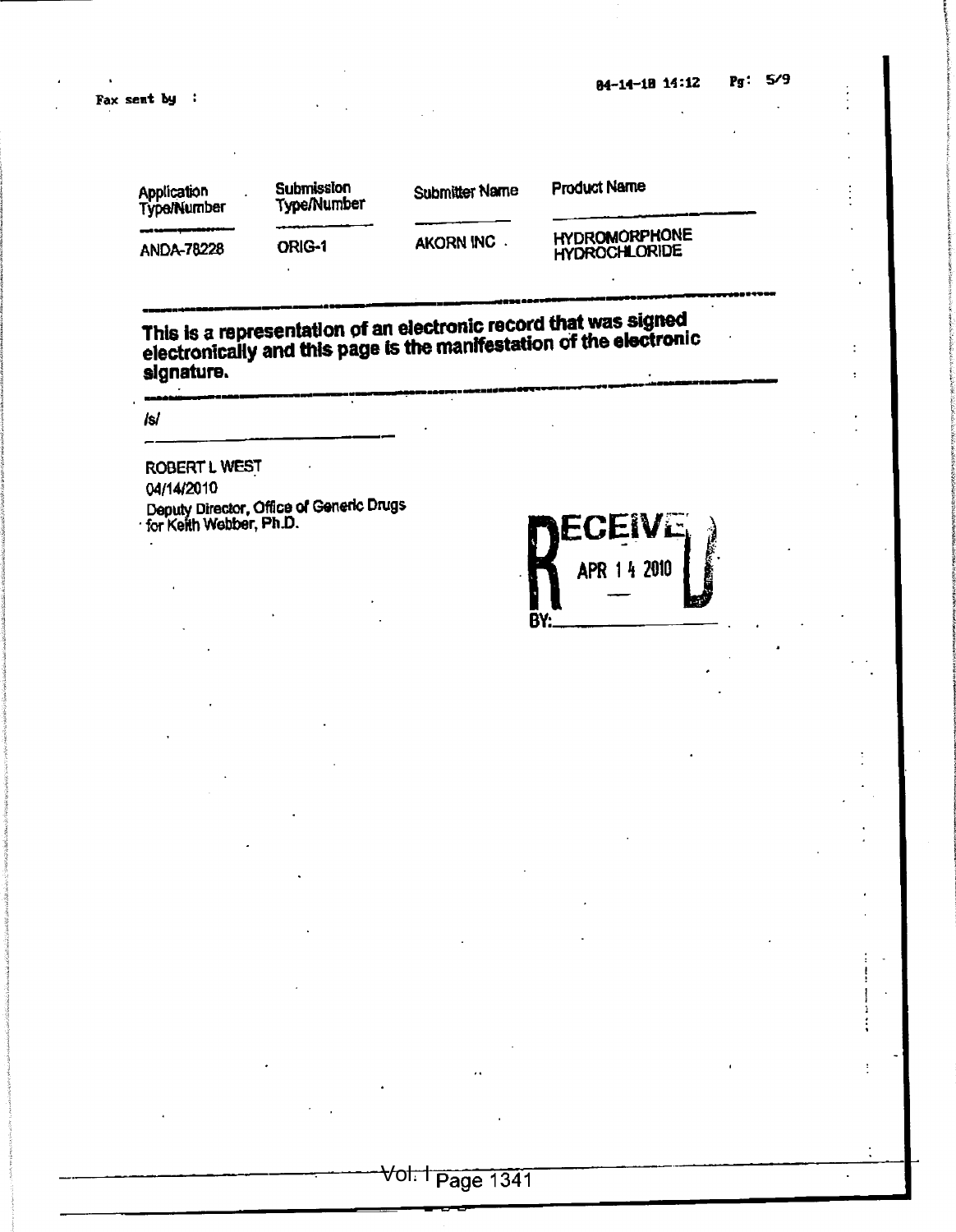| Application Type/Number | Submission Type/Number | Submitter Name | Product Name |
|---|---|---|---|
| ANDA-78228 | ORIG-1 | AKORN INC | HYDROMORPHONE HYDROCHLORIDE |

---

**This is a representation of an electronic record that was signed electronically and this page is the manifestation of the electronic signature.**

---

/s/

---

ROBERT L WEST
04/14/2010
Deputy Director, Office of Generic Drugs
for Keith Webber, Ph.D.

RECEIVED
APR 14 2010
BY: